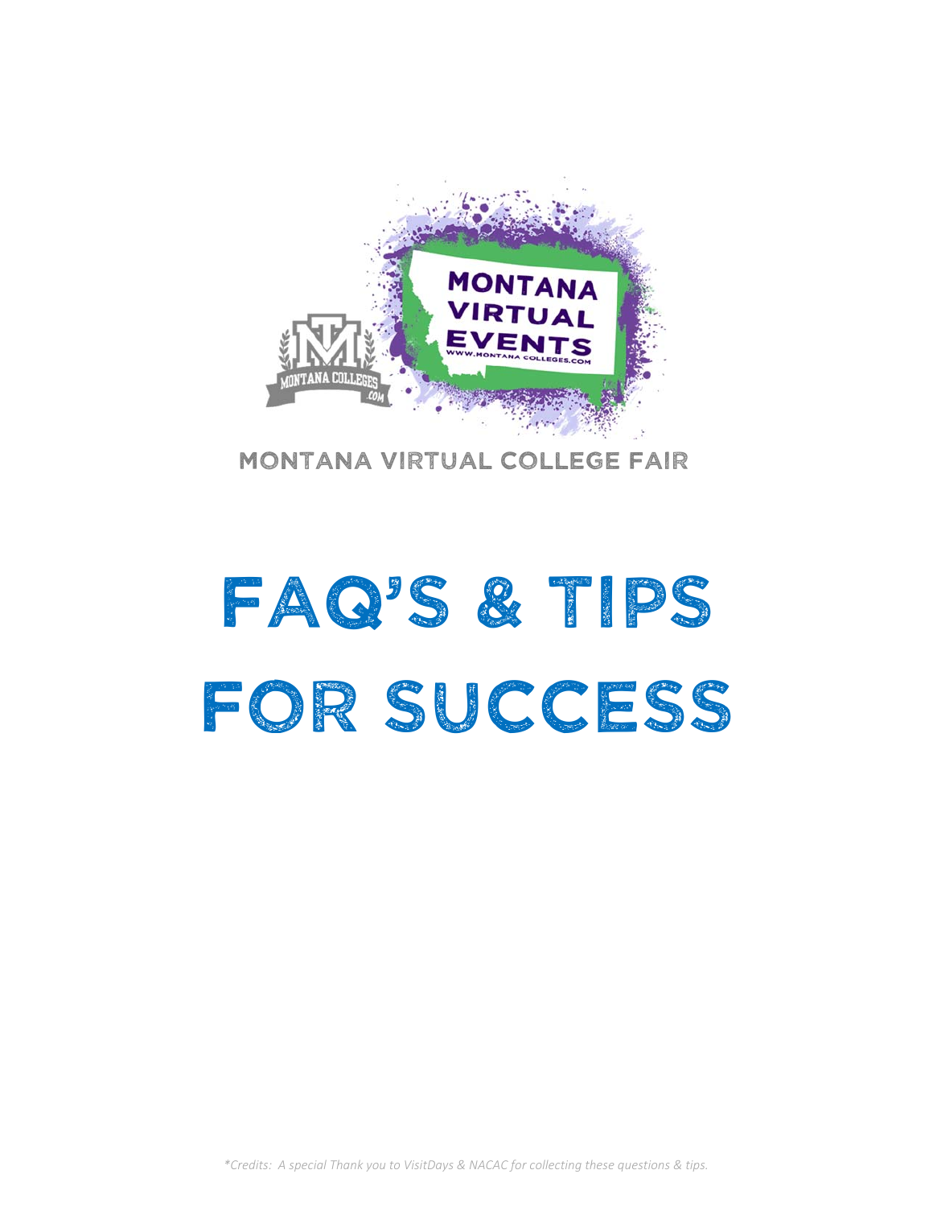MONTANA VIRTUAL COLLEGE FAIR

# FAQ'S & TIPS FOR SUCCESS

*\*Credits: A special Thank you to VisitDays & NACAC for collecting these questions & tips.*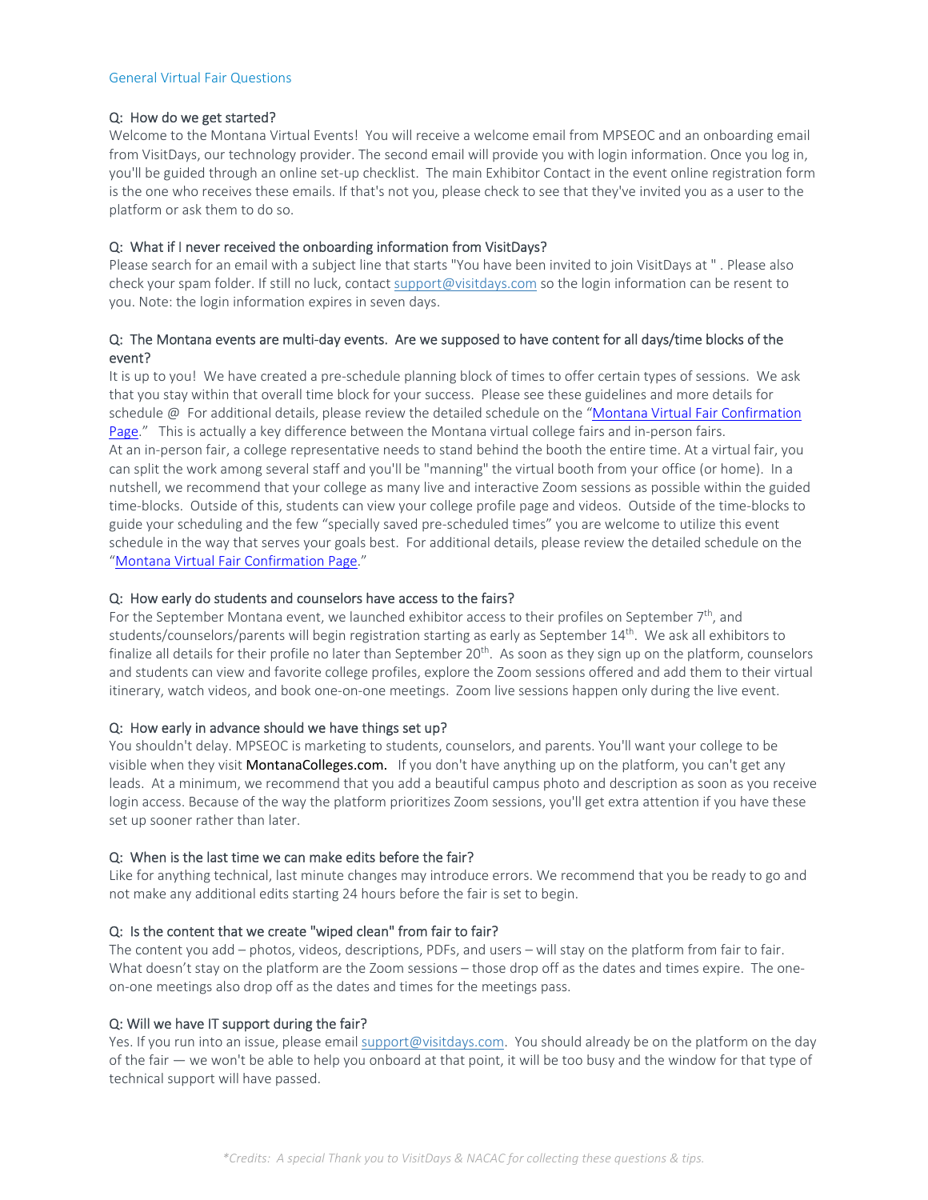## General Virtual Fair Questions

**Q: How do we get started?**

Welcome to the Montana Virtual Events! You will receive a welcome email from MPSEOC and an onboarding email from VisitDays, our technology provider. The second email will provide you with login information. Once you log in, you'll be guided through an online set-up checklist. The main Exhibitor Contact in the event online registration form is the one who receives these emails. If that's not you, please check to see that they've invited you as a user to the platform or ask them to do so.

**Q: What if I never received the onboarding information from VisitDays?**

Please search for an email with a subject line that starts "You have been invited to join VisitDays at " . Please also check your spam folder. If still no luck, contact support@visitdays.com so the login information can be resent to you. Note: the login information expires in seven days.

**Q: The Montana events are multi-day events. Are we supposed to have content for all days/time blocks of the event?**

It is up to you! We have created a pre-schedule planning block of times to offer certain types of sessions. We ask that you stay within that overall time block for your success. Please see these guidelines and more details for schedule @ For additional details, please review the detailed schedule on the "Montana Virtual Fair Confirmation Page." This is actually a key difference between the Montana virtual college fairs and in-person fairs. At an in-person fair, a college representative needs to stand behind the booth the entire time. At a virtual fair, you can split the work among several staff and you'll be "manning" the virtual booth from your office (or home). In a nutshell, we recommend that your college as many live and interactive Zoom sessions as possible within the guided time-blocks. Outside of this, students can view your college profile page and videos. Outside of the time-blocks to guide your scheduling and the few "specially saved pre-scheduled times" you are welcome to utilize this event schedule in the way that serves your goals best. For additional details, please review the detailed schedule on the "Montana Virtual Fair Confirmation Page."

**Q: How early do students and counselors have access to the fairs?**

For the September Montana event, we launched exhibitor access to their profiles on September 7th, and students/counselors/parents will begin registration starting as early as September 14th. We ask all exhibitors to finalize all details for their profile no later than September 20th. As soon as they sign up on the platform, counselors and students can view and favorite college profiles, explore the Zoom sessions offered and add them to their virtual itinerary, watch videos, and book one-on-one meetings. Zoom live sessions happen only during the live event.

**Q: How early in advance should we have things set up?**

You shouldn't delay. MPSEOC is marketing to students, counselors, and parents. You'll want your college to be visible when they visit MontanaColleges.com. If you don't have anything up on the platform, you can't get any leads. At a minimum, we recommend that you add a beautiful campus photo and description as soon as you receive login access. Because of the way the platform prioritizes Zoom sessions, you'll get extra attention if you have these set up sooner rather than later.

**Q: When is the last time we can make edits before the fair?**

Like for anything technical, last minute changes may introduce errors. We recommend that you be ready to go and not make any additional edits starting 24 hours before the fair is set to begin.

**Q: Is the content that we create "wiped clean" from fair to fair?**

The content you add – photos, videos, descriptions, PDFs, and users – will stay on the platform from fair to fair. What doesn't stay on the platform are the Zoom sessions – those drop off as the dates and times expire. The one-on-one meetings also drop off as the dates and times for the meetings pass.

**Q: Will we have IT support during the fair?**

Yes. If you run into an issue, please email support@visitdays.com. You should already be on the platform on the day of the fair — we won't be able to help you onboard at that point, it will be too busy and the window for that type of technical support will have passed.

*\*Credits: A special Thank you to VisitDays & NACAC for collecting these questions & tips.*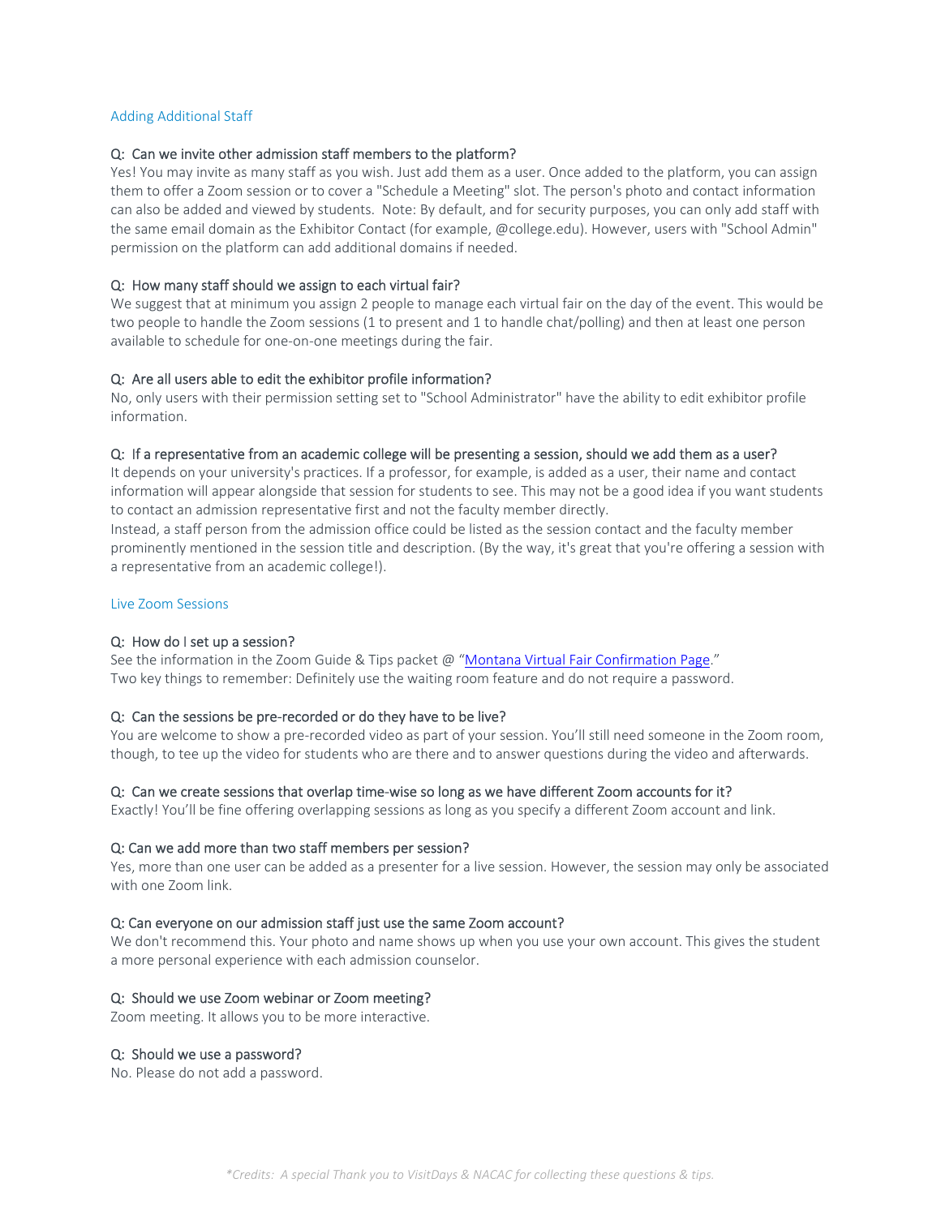## Adding Additional Staff

**Q: Can we invite other admission staff members to the platform?**
Yes! You may invite as many staff as you wish. Just add them as a user. Once added to the platform, you can assign them to offer a Zoom session or to cover a "Schedule a Meeting" slot. The person's photo and contact information can also be added and viewed by students. Note: By default, and for security purposes, you can only add staff with the same email domain as the Exhibitor Contact (for example, @college.edu). However, users with "School Admin" permission on the platform can add additional domains if needed.

**Q: How many staff should we assign to each virtual fair?**
We suggest that at minimum you assign 2 people to manage each virtual fair on the day of the event. This would be two people to handle the Zoom sessions (1 to present and 1 to handle chat/polling) and then at least one person available to schedule for one-on-one meetings during the fair.

**Q: Are all users able to edit the exhibitor profile information?**
No, only users with their permission setting set to "School Administrator" have the ability to edit exhibitor profile information.

**Q: If a representative from an academic college will be presenting a session, should we add them as a user?**
It depends on your university's practices. If a professor, for example, is added as a user, their name and contact information will appear alongside that session for students to see. This may not be a good idea if you want students to contact an admission representative first and not the faculty member directly.
Instead, a staff person from the admission office could be listed as the session contact and the faculty member prominently mentioned in the session title and description. (By the way, it's great that you're offering a session with a representative from an academic college!).

## Live Zoom Sessions

**Q: How do I set up a session?**
See the information in the Zoom Guide & Tips packet @ "Montana Virtual Fair Confirmation Page."
Two key things to remember: Definitely use the waiting room feature and do not require a password.

**Q: Can the sessions be pre-recorded or do they have to be live?**
You are welcome to show a pre-recorded video as part of your session. You'll still need someone in the Zoom room, though, to tee up the video for students who are there and to answer questions during the video and afterwards.

**Q: Can we create sessions that overlap time-wise so long as we have different Zoom accounts for it?**
Exactly! You'll be fine offering overlapping sessions as long as you specify a different Zoom account and link.

**Q: Can we add more than two staff members per session?**
Yes, more than one user can be added as a presenter for a live session. However, the session may only be associated with one Zoom link.

**Q: Can everyone on our admission staff just use the same Zoom account?**
We don't recommend this. Your photo and name shows up when you use your own account. This gives the student a more personal experience with each admission counselor.

**Q: Should we use Zoom webinar or Zoom meeting?**
Zoom meeting. It allows you to be more interactive.

**Q: Should we use a password?**
No. Please do not add a password.

*\*Credits: A special Thank you to VisitDays & NACAC for collecting these questions & tips.*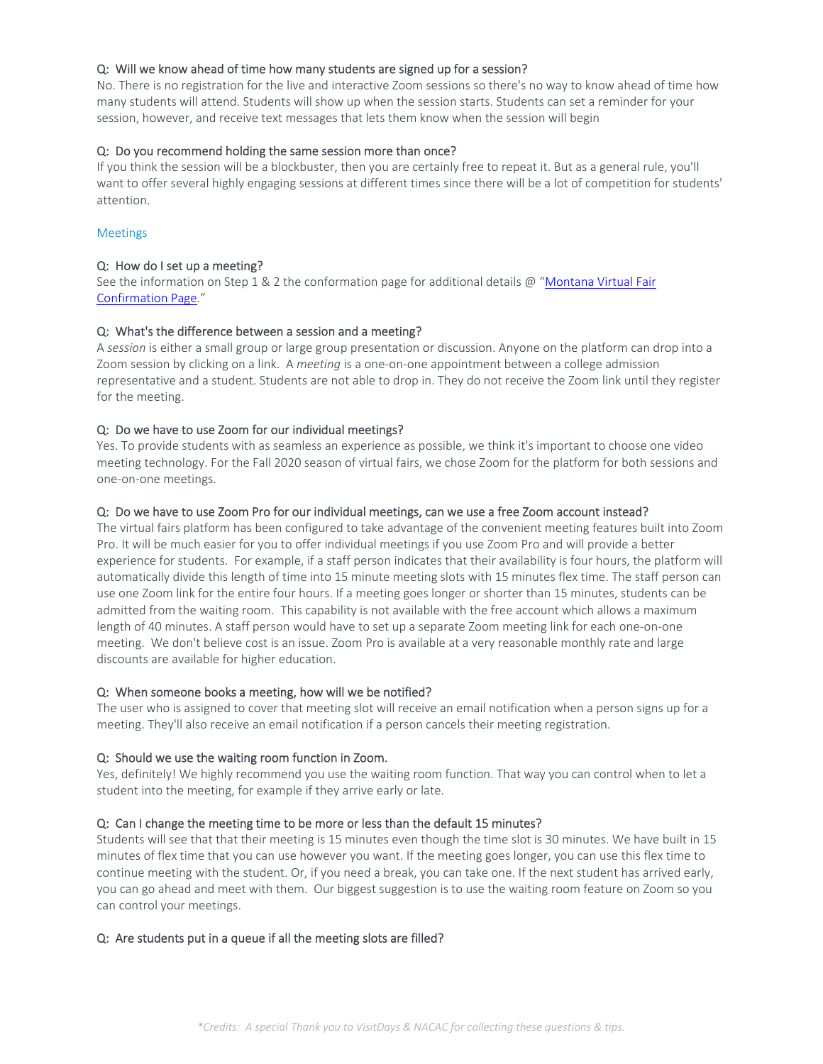**Q: Will we know ahead of time how many students are signed up for a session?**

No. There is no registration for the live and interactive Zoom sessions so there's no way to know ahead of time how many students will attend. Students will show up when the session starts. Students can set a reminder for your session, however, and receive text messages that lets them know when the session will begin

**Q: Do you recommend holding the same session more than once?**

If you think the session will be a blockbuster, then you are certainly free to repeat it. But as a general rule, you'll want to offer several highly engaging sessions at different times since there will be a lot of competition for students' attention.

## Meetings

**Q: How do I set up a meeting?**

See the information on Step 1 & 2 the conformation page for additional details @ "[Montana Virtual Fair Confirmation Page](#)."

**Q: What's the difference between a session and a meeting?**

A *session* is either a small group or large group presentation or discussion. Anyone on the platform can drop into a Zoom session by clicking on a link. A *meeting* is a one-on-one appointment between a college admission representative and a student. Students are not able to drop in. They do not receive the Zoom link until they register for the meeting.

**Q: Do we have to use Zoom for our individual meetings?**

Yes. To provide students with as seamless an experience as possible, we think it's important to choose one video meeting technology. For the Fall 2020 season of virtual fairs, we chose Zoom for the platform for both sessions and one-on-one meetings.

**Q: Do we have to use Zoom Pro for our individual meetings, can we use a free Zoom account instead?**

The virtual fairs platform has been configured to take advantage of the convenient meeting features built into Zoom Pro. It will be much easier for you to offer individual meetings if you use Zoom Pro and will provide a better experience for students. For example, if a staff person indicates that their availability is four hours, the platform will automatically divide this length of time into 15 minute meeting slots with 15 minutes flex time. The staff person can use one Zoom link for the entire four hours. If a meeting goes longer or shorter than 15 minutes, students can be admitted from the waiting room. This capability is not available with the free account which allows a maximum length of 40 minutes. A staff person would have to set up a separate Zoom meeting link for each one-on-one meeting. We don't believe cost is an issue. Zoom Pro is available at a very reasonable monthly rate and large discounts are available for higher education.

**Q: When someone books a meeting, how will we be notified?**

The user who is assigned to cover that meeting slot will receive an email notification when a person signs up for a meeting. They'll also receive an email notification if a person cancels their meeting registration.

**Q: Should we use the waiting room function in Zoom.**

Yes, definitely! We highly recommend you use the waiting room function. That way you can control when to let a student into the meeting, for example if they arrive early or late.

**Q: Can I change the meeting time to be more or less than the default 15 minutes?**

Students will see that that their meeting is 15 minutes even though the time slot is 30 minutes. We have built in 15 minutes of flex time that you can use however you want. If the meeting goes longer, you can use this flex time to continue meeting with the student. Or, if you need a break, you can take one. If the next student has arrived early, you can go ahead and meet with them. Our biggest suggestion is to use the waiting room feature on Zoom so you can control your meetings.

**Q: Are students put in a queue if all the meeting slots are filled?**

*\*Credits: A special Thank you to VisitDays & NACAC for collecting these questions & tips.*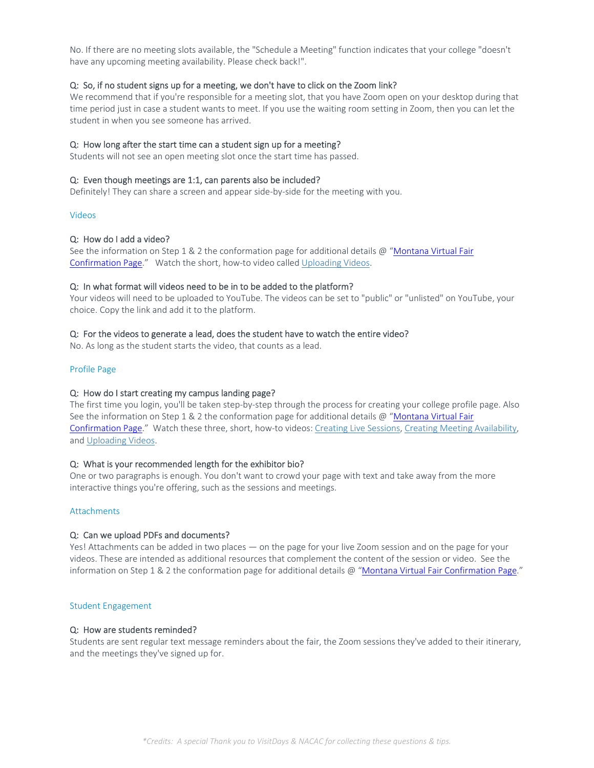No. If there are no meeting slots available, the "Schedule a Meeting" function indicates that your college "doesn't have any upcoming meeting availability. Please check back!".

**Q: So, if no student signs up for a meeting, we don't have to click on the Zoom link?**
We recommend that if you're responsible for a meeting slot, that you have Zoom open on your desktop during that time period just in case a student wants to meet. If you use the waiting room setting in Zoom, then you can let the student in when you see someone has arrived.

**Q: How long after the start time can a student sign up for a meeting?**
Students will not see an open meeting slot once the start time has passed.

**Q: Even though meetings are 1:1, can parents also be included?**
Definitely! They can share a screen and appear side-by-side for the meeting with you.

## Videos

**Q: How do I add a video?**
See the information on Step 1 & 2 the conformation page for additional details @ "Montana Virtual Fair Confirmation Page." Watch the short, how-to video called Uploading Videos.

**Q: In what format will videos need to be in to be added to the platform?**
Your videos will need to be uploaded to YouTube. The videos can be set to "public" or "unlisted" on YouTube, your choice. Copy the link and add it to the platform.

**Q: For the videos to generate a lead, does the student have to watch the entire video?**
No. As long as the student starts the video, that counts as a lead.

## Profile Page

**Q: How do I start creating my campus landing page?**
The first time you login, you'll be taken step-by-step through the process for creating your college profile page. Also See the information on Step 1 & 2 the conformation page for additional details @ "Montana Virtual Fair Confirmation Page." Watch these three, short, how-to videos: Creating Live Sessions, Creating Meeting Availability, and Uploading Videos.

**Q: What is your recommended length for the exhibitor bio?**
One or two paragraphs is enough. You don't want to crowd your page with text and take away from the more interactive things you're offering, such as the sessions and meetings.

## Attachments

**Q: Can we upload PDFs and documents?**
Yes! Attachments can be added in two places — on the page for your live Zoom session and on the page for your videos. These are intended as additional resources that complement the content of the session or video. See the information on Step 1 & 2 the conformation page for additional details @ "Montana Virtual Fair Confirmation Page."

## Student Engagement

**Q: How are students reminded?**
Students are sent regular text message reminders about the fair, the Zoom sessions they've added to their itinerary, and the meetings they've signed up for.

*\*Credits: A special Thank you to VisitDays & NACAC for collecting these questions & tips.*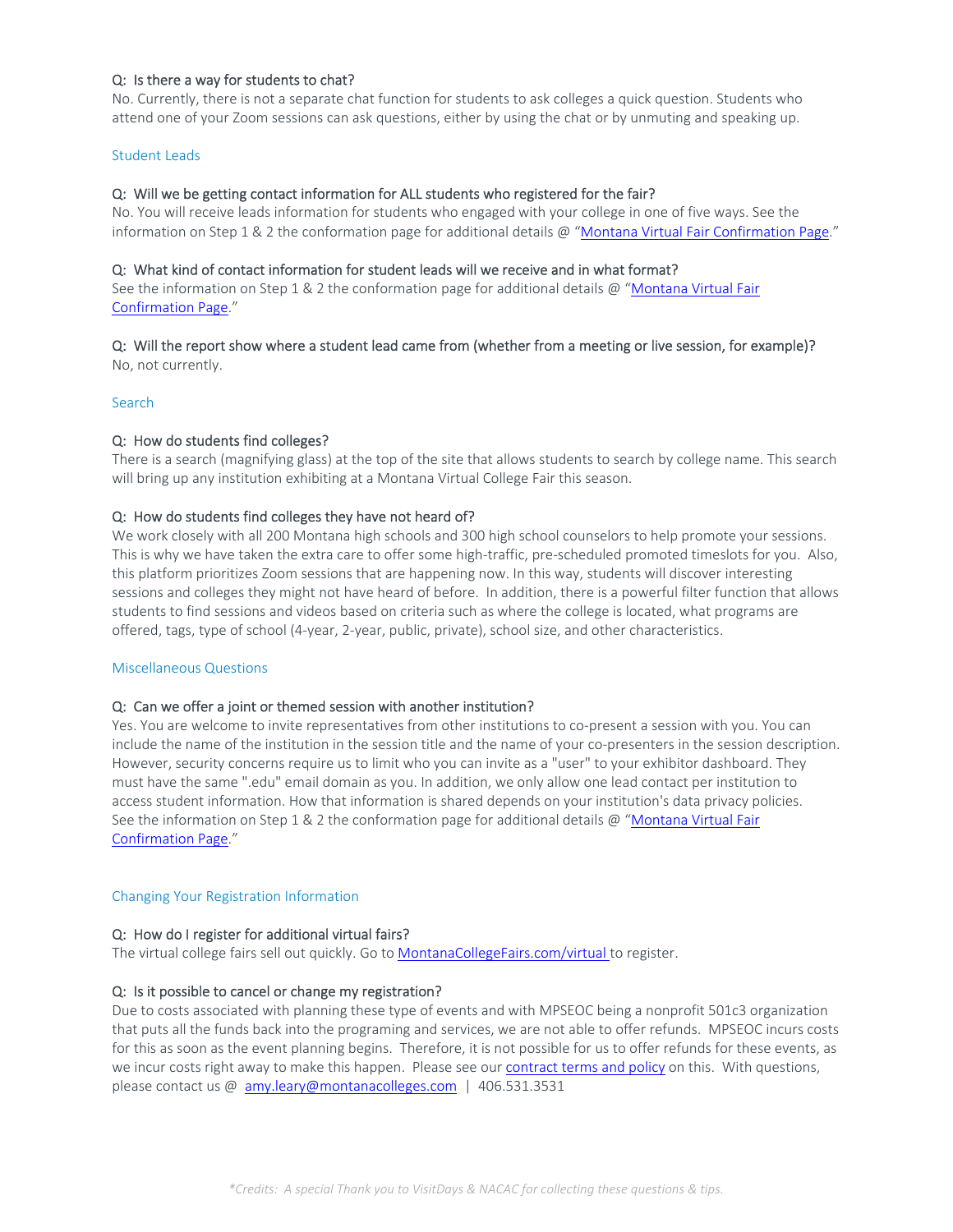**Q: Is there a way for students to chat?**
No. Currently, there is not a separate chat function for students to ask colleges a quick question. Students who attend one of your Zoom sessions can ask questions, either by using the chat or by unmuting and speaking up.

## Student Leads

**Q: Will we be getting contact information for ALL students who registered for the fair?**
No. You will receive leads information for students who engaged with your college in one of five ways. See the information on Step 1 & 2 the conformation page for additional details @ "[Montana Virtual Fair Confirmation Page](#)."

**Q: What kind of contact information for student leads will we receive and in what format?**
See the information on Step 1 & 2 the conformation page for additional details @ "[Montana Virtual Fair Confirmation Page](#)."

**Q: Will the report show where a student lead came from (whether from a meeting or live session, for example)?**
No, not currently.

## Search

**Q: How do students find colleges?**
There is a search (magnifying glass) at the top of the site that allows students to search by college name. This search will bring up any institution exhibiting at a Montana Virtual College Fair this season.

**Q: How do students find colleges they have not heard of?**
We work closely with all 200 Montana high schools and 300 high school counselors to help promote your sessions. This is why we have taken the extra care to offer some high-traffic, pre-scheduled promoted timeslots for you. Also, this platform prioritizes Zoom sessions that are happening now. In this way, students will discover interesting sessions and colleges they might not have heard of before. In addition, there is a powerful filter function that allows students to find sessions and videos based on criteria such as where the college is located, what programs are offered, tags, type of school (4-year, 2-year, public, private), school size, and other characteristics.

## Miscellaneous Questions

**Q: Can we offer a joint or themed session with another institution?**
Yes. You are welcome to invite representatives from other institutions to co-present a session with you. You can include the name of the institution in the session title and the name of your co-presenters in the session description. However, security concerns require us to limit who you can invite as a "user" to your exhibitor dashboard. They must have the same ".edu" email domain as you. In addition, we only allow one lead contact per institution to access student information. How that information is shared depends on your institution's data privacy policies. See the information on Step 1 & 2 the conformation page for additional details @ "[Montana Virtual Fair Confirmation Page](#)."

## Changing Your Registration Information

**Q: How do I register for additional virtual fairs?**
The virtual college fairs sell out quickly. Go to [MontanaCollegeFairs.com/virtual](#) to register.

**Q: Is it possible to cancel or change my registration?**
Due to costs associated with planning these type of events and with MPSEOC being a nonprofit 501c3 organization that puts all the funds back into the programing and services, we are not able to offer refunds. MPSEOC incurs costs for this as soon as the event planning begins. Therefore, it is not possible for us to offer refunds for these events, as we incur costs right away to make this happen. Please see our [contract terms and policy](#) on this. With questions, please contact us @ [amy.leary@montanacolleges.com](mailto:amy.leary@montanacolleges.com) | 406.531.3531

*\*Credits: A special Thank you to VisitDays & NACAC for collecting these questions & tips.*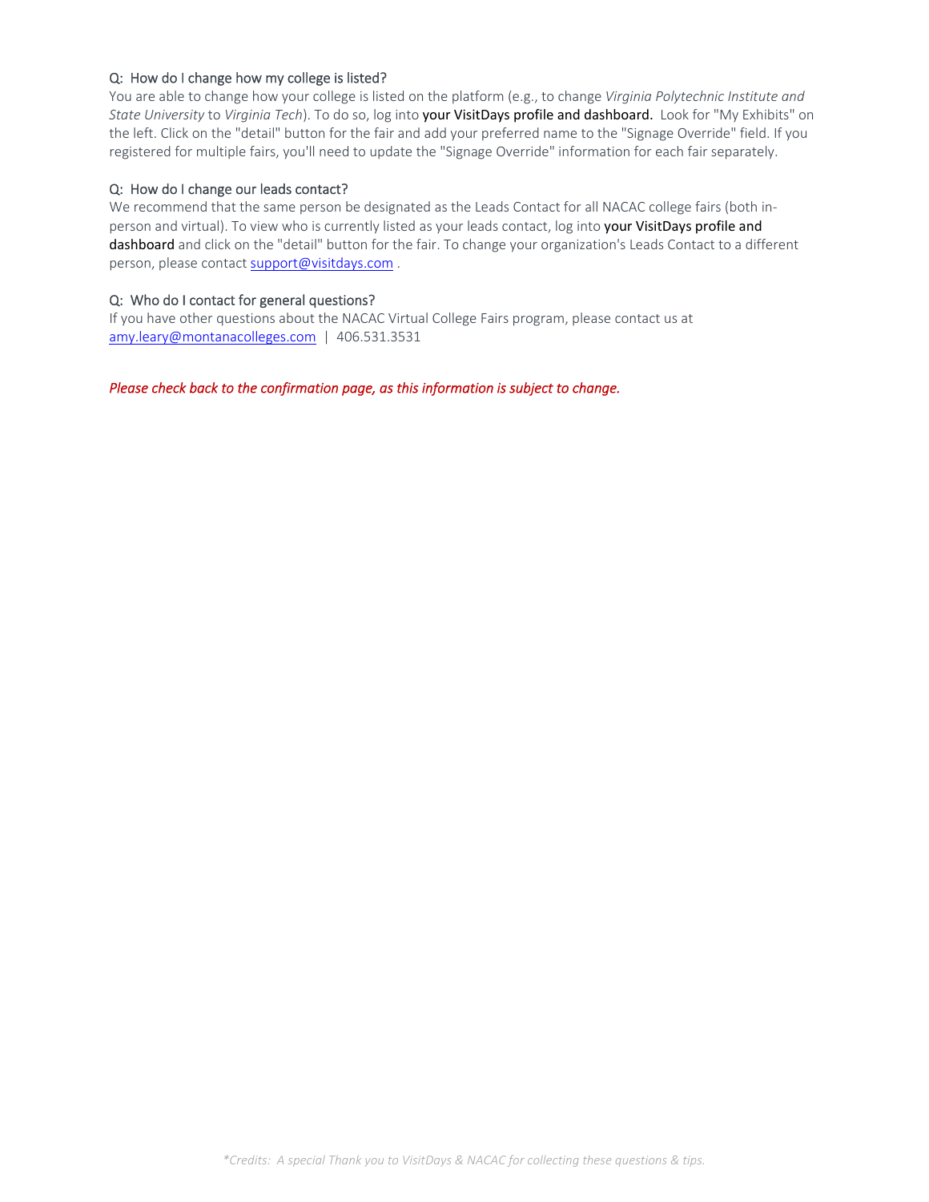Q: How do I change how my college is listed?

You are able to change how your college is listed on the platform (e.g., to change *Virginia Polytechnic Institute and State University* to *Virginia Tech*). To do so, log into your VisitDays profile and dashboard. Look for "My Exhibits" on the left. Click on the "detail" button for the fair and add your preferred name to the "Signage Override" field. If you registered for multiple fairs, you'll need to update the "Signage Override" information for each fair separately.

Q: How do I change our leads contact?

We recommend that the same person be designated as the Leads Contact for all NACAC college fairs (both in-person and virtual). To view who is currently listed as your leads contact, log into your VisitDays profile and dashboard and click on the "detail" button for the fair. To change your organization's Leads Contact to a different person, please contact support@visitdays.com .

Q: Who do I contact for general questions?

If you have other questions about the NACAC Virtual College Fairs program, please contact us at amy.leary@montanacolleges.com | 406.531.3531

*Please check back to the confirmation page, as this information is subject to change.*

**Credits: A special Thank you to VisitDays & NACAC for collecting these questions & tips.*